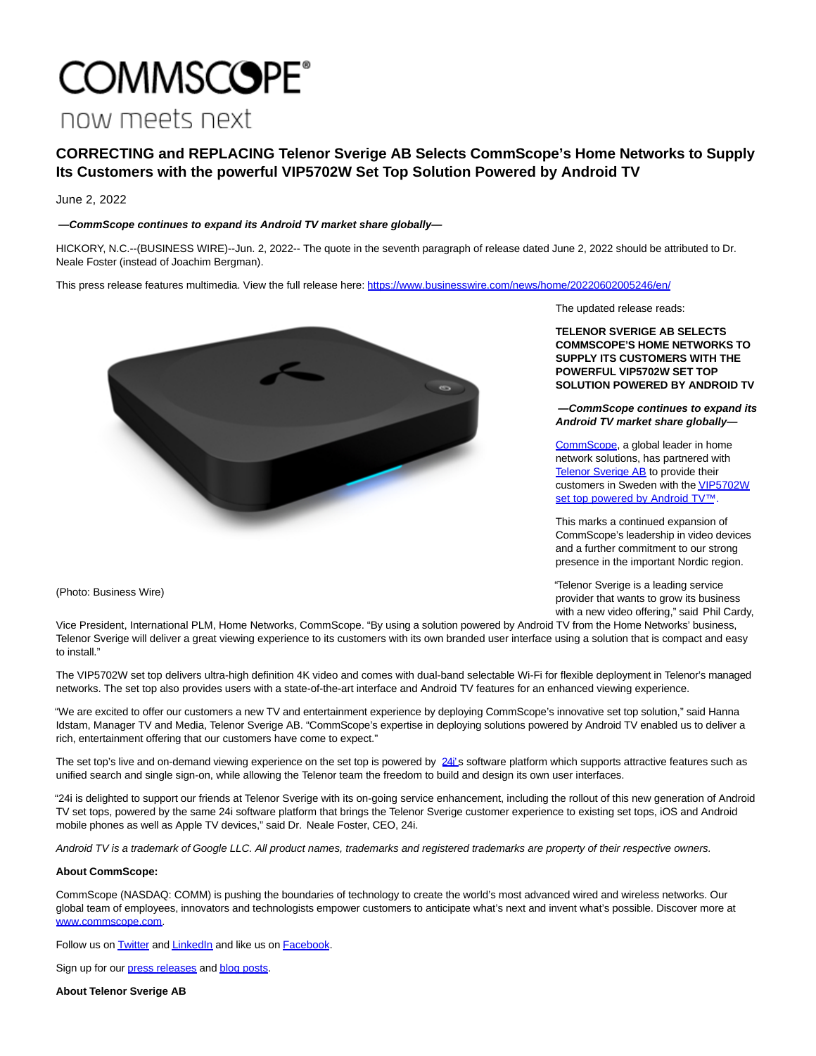# CORRECTING and REPLACING Telenor Sverige AB Selects CommScope's Home Networks to Supply Its Customers with the powerful VIP5702W Set Top Solution Powered by Android TV

June 2, 2022

***—CommScope continues to expand its Android TV market share globally—***

HICKORY, N.C.--(BUSINESS WIRE)--Jun. 2, 2022-- The quote in the seventh paragraph of release dated June 2, 2022 should be attributed to Dr. Neale Foster (instead of Joachim Bergman).

This press release features multimedia. View the full release here: https://www.businesswire.com/news/home/20220602005246/en/

(Photo: Business Wire)

The updated release reads:

**TELENOR SVERIGE AB SELECTS COMMSCOPE'S HOME NETWORKS TO SUPPLY ITS CUSTOMERS WITH THE POWERFUL VIP5702W SET TOP SOLUTION POWERED BY ANDROID TV**

***—CommScope continues to expand its Android TV market share globally—***

CommScope, a global leader in home network solutions, has partnered with Telenor Sverige AB to provide their customers in Sweden with the VIP5702W set top powered by Android TV™.

This marks a continued expansion of CommScope's leadership in video devices and a further commitment to our strong presence in the important Nordic region.

"Telenor Sverige is a leading service provider that wants to grow its business with a new video offering," said Phil Cardy, Vice President, International PLM, Home Networks, CommScope. "By using a solution powered by Android TV from the Home Networks' business, Telenor Sverige will deliver a great viewing experience to its customers with its own branded user interface using a solution that is compact and easy to install."

The VIP5702W set top delivers ultra-high definition 4K video and comes with dual-band selectable Wi-Fi for flexible deployment in Telenor's managed networks. The set top also provides users with a state-of-the-art interface and Android TV features for an enhanced viewing experience.

"We are excited to offer our customers a new TV and entertainment experience by deploying CommScope's innovative set top solution," said Hanna Idstam, Manager TV and Media, Telenor Sverige AB. "CommScope's expertise in deploying solutions powered by Android TV enabled us to deliver a rich, entertainment offering that our customers have come to expect."

The set top's live and on-demand viewing experience on the set top is powered by 24i's software platform which supports attractive features such as unified search and single sign-on, while allowing the Telenor team the freedom to build and design its own user interfaces.

"24i is delighted to support our friends at Telenor Sverige with its on-going service enhancement, including the rollout of this new generation of Android TV set tops, powered by the same 24i software platform that brings the Telenor Sverige customer experience to existing set tops, iOS and Android mobile phones as well as Apple TV devices," said Dr. Neale Foster, CEO, 24i.

*Android TV is a trademark of Google LLC. All product names, trademarks and registered trademarks are property of their respective owners.*

**About CommScope:**

CommScope (NASDAQ: COMM) is pushing the boundaries of technology to create the world's most advanced wired and wireless networks. Our global team of employees, innovators and technologists empower customers to anticipate what's next and invent what's possible. Discover more at www.commscope.com.

Follow us on Twitter and LinkedIn and like us on Facebook.

Sign up for our press releases and blog posts.

**About Telenor Sverige AB**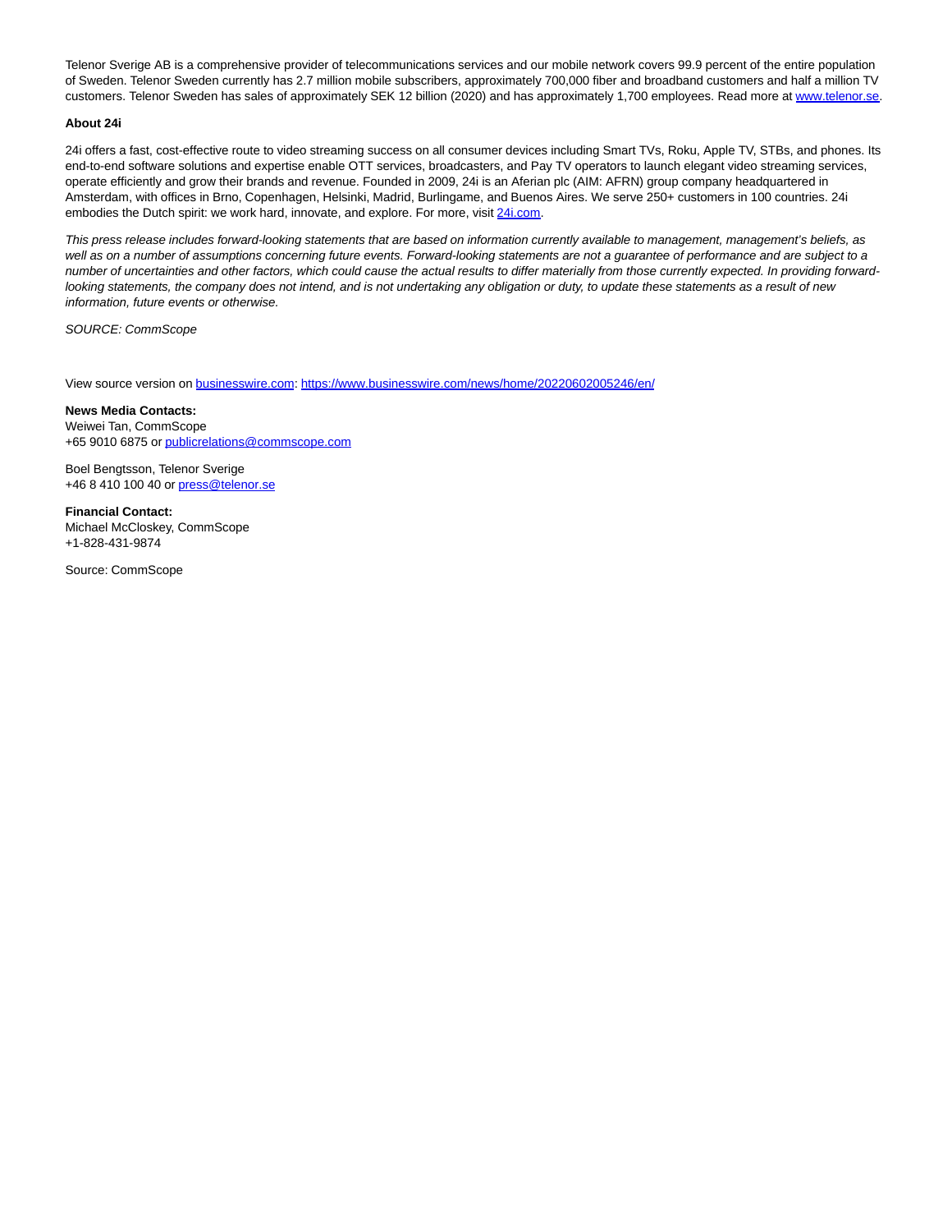Telenor Sverige AB is a comprehensive provider of telecommunications services and our mobile network covers 99.9 percent of the entire population of Sweden. Telenor Sweden currently has 2.7 million mobile subscribers, approximately 700,000 fiber and broadband customers and half a million TV customers. Telenor Sweden has sales of approximately SEK 12 billion (2020) and has approximately 1,700 employees. Read more at www.telenor.se.

**About 24i**

24i offers a fast, cost-effective route to video streaming success on all consumer devices including Smart TVs, Roku, Apple TV, STBs, and phones. Its end-to-end software solutions and expertise enable OTT services, broadcasters, and Pay TV operators to launch elegant video streaming services, operate efficiently and grow their brands and revenue. Founded in 2009, 24i is an Aferian plc (AIM: AFRN) group company headquartered in Amsterdam, with offices in Brno, Copenhagen, Helsinki, Madrid, Burlingame, and Buenos Aires. We serve 250+ customers in 100 countries. 24i embodies the Dutch spirit: we work hard, innovate, and explore. For more, visit 24i.com.

*This press release includes forward-looking statements that are based on information currently available to management, management's beliefs, as well as on a number of assumptions concerning future events. Forward-looking statements are not a guarantee of performance and are subject to a number of uncertainties and other factors, which could cause the actual results to differ materially from those currently expected. In providing forward-looking statements, the company does not intend, and is not undertaking any obligation or duty, to update these statements as a result of new information, future events or otherwise.*

*SOURCE: CommScope*

View source version on businesswire.com: https://www.businesswire.com/news/home/20220602005246/en/

**News Media Contacts:**
Weiwei Tan, CommScope
+65 9010 6875 or publicrelations@commscope.com

Boel Bengtsson, Telenor Sverige
+46 8 410 100 40 or press@telenor.se

**Financial Contact:**
Michael McCloskey, CommScope
+1-828-431-9874

Source: CommScope